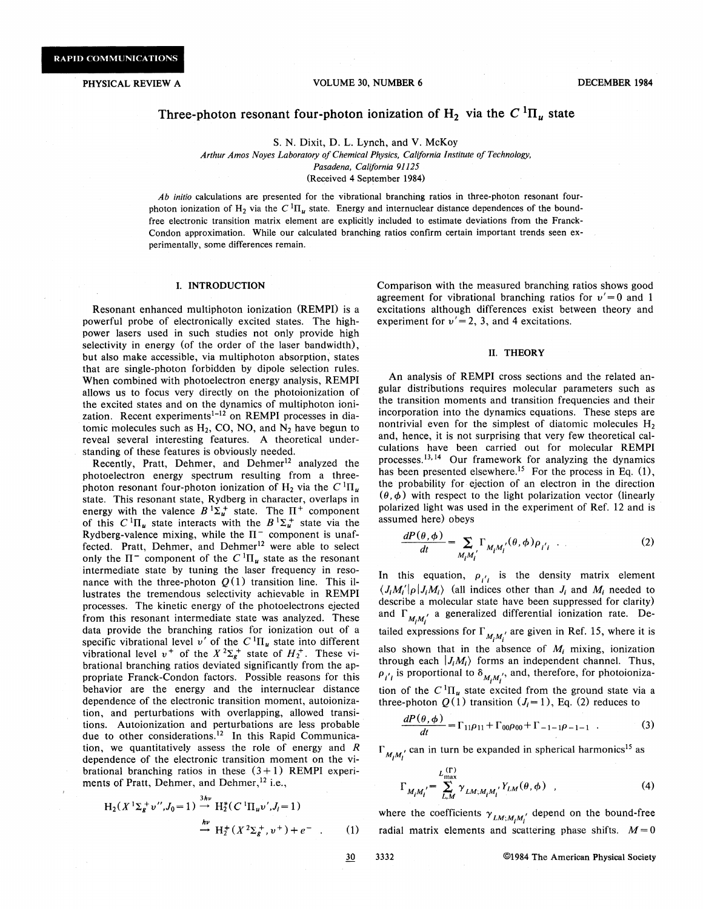RAPID COMMUNICATIONS

# Three-photon resonant four-photon ionization of $H_2$ via the $C\,{}^1\Pi_u$ state

S. N. Dixit, D. L. Lynch, and V. McKoy

*Arthur Amos Noyes Laboratory of Chemical Physics, California Institute of Technology, Pasadena, California 91125*

(Received 4 September 1984)

*Ab initio* calculations are presented for the vibrational branching ratios in three-photon resonant four-photon ionization of $H_2$ via the $C\,{}^1\Pi_u$ state. Energy and internuclear distance dependences of the bound-free electronic transition matrix element are explicitly included to estimate deviations from the Franck-Condon approximation. While our calculated branching ratios confirm certain important trends seen experimentally, some differences remain.

## I. INTRODUCTION

Resonant enhanced multiphoton ionization (REMPI) is a powerful probe of electronically excited states. The high-power lasers used in such studies not only provide high selectivity in energy (of the order of the laser bandwidth), but also make accessible, via multiphoton absorption, states that are single-photon forbidden by dipole selection rules. When combined with photoelectron energy analysis, REMPI allows us to focus very directly on the photoionization of the excited states and on the dynamics of multiphoton ionization. Recent experiments[1-12] on REMPI processes in diatomic molecules such as $H_2$, CO, NO, and $N_2$ have begun to reveal several interesting features. A theoretical understanding of these features is obviously needed.

Recently, Pratt, Dehmer, and Dehmer[12] analyzed the photoelectron energy spectrum resulting from a three-photon resonant four-photon ionization of $H_2$ via the $C\,{}^1\Pi_u$ state. This resonant state, Rydberg in character, overlaps in energy with the valence $B\,{}^1\Sigma_u^+$ state. The $\Pi^+$ component of this $C\,{}^1\Pi_u$ state interacts with the $B\,{}^1\Sigma_u^+$ state via the Rydberg-valence mixing, while the $\Pi^-$ component is unaffected. Pratt, Dehmer, and Dehmer[12] were able to select only the $\Pi^-$ component of the $C\,{}^1\Pi_u$ state as the resonant intermediate state by tuning the laser frequency in resonance with the three-photon $Q(1)$ transition line. This illustrates the tremendous selectivity achievable in REMPI processes. The kinetic energy of the photoelectrons ejected from this resonant intermediate state was analyzed. These data provide the branching ratios for ionization out of a specific vibrational level $v'$ of the $C\,{}^1\Pi_u$ state into different vibrational level $v^+$ of the $X\,{}^2\Sigma_g^+$ state of $H_2^+$. These vibrational branching ratios deviated significantly from the appropriate Franck-Condon factors. Possible reasons for this behavior are the energy and the internuclear distance dependence of the electronic transition moment, autoionization, and perturbations with overlapping, allowed transitions. Autoionization and perturbations are less probable due to other considerations.[12] In this Rapid Communication, we quantitatively assess the role of energy and $R$ dependence of the electronic transition moment on the vibrational branching ratios in these (3+1) REMPI experiments of Pratt, Dehmer, and Dehmer,[12] i.e.,

$$H_2(X\,{}^1\Sigma_g^+ v'', J_0=1) \xrightarrow{3h\nu} H_2^*(C\,{}^1\Pi_u v', J_i=1) \xrightarrow{h\nu} H_2^+(X\,{}^2\Sigma_g^+, v^+) + e^- \quad . \tag{1}$$

Comparison with the measured branching ratios shows good agreement for vibrational branching ratios for $v'=0$ and 1 excitations although differences exist between theory and experiment for $v'=2$, 3, and 4 excitations.

## II. THEORY

An analysis of REMPI cross sections and the related angular distributions requires molecular parameters such as the transition moments and transition frequencies and their incorporation into the dynamics equations. These steps are nontrivial even for the simplest of diatomic molecules $H_2$ and, hence, it is not surprising that very few theoretical calculations have been carried out for molecular REMPI processes.[13,14] Our framework for analyzing the dynamics has been presented elsewhere.[15] For the process in Eq. (1), the probability for ejection of an electron in the direction $(\theta,\phi)$ with respect to the light polarization vector (linearly polarized light was used in the experiment of Ref. 12 and is assumed here) obeys

$$\frac{dP(\theta,\phi)}{dt} = \sum_{M_i M_i'} \Gamma_{M_i M_i'}(\theta,\phi)\rho_{i'i} \quad . \tag{2}$$

In this equation, $\rho_{i'i}$ is the density matrix element $\langle J_i M_i'|\rho|J_i M_i\rangle$ (all indices other than $J_i$ and $M_i$ needed to describe a molecular state have been suppressed for clarity) and $\Gamma_{M_i M_i'}$ a generalized differential ionization rate. Detailed expressions for $\Gamma_{M_i M_i'}$ are given in Ref. 15, where it is also shown that in the absence of $M_i$ mixing, ionization through each $|J_i M_i\rangle$ forms an independent channel. Thus, $\rho_{i'i}$ is proportional to $\delta_{M_i M_i'}$, and, therefore, for photoionization of the $C\,{}^1\Pi_u$ state excited from the ground state via a three-photon $Q(1)$ transition ($J_i=1$), Eq. (2) reduces to

$$\frac{dP(\theta,\phi)}{dt} = \Gamma_{11}\rho_{11} + \Gamma_{00}\rho_{00} + \Gamma_{-1-1}\rho_{-1-1} \quad . \tag{3}$$

$\Gamma_{M_i M_i'}$ can in turn be expanded in spherical harmonics[15] as

$$\Gamma_{M_i M_i'} = \sum_{L,M}^{L_{\max}^{(\Gamma)}} \gamma_{LM;M_i M_i'} Y_{LM}(\theta,\phi) \quad , \tag{4}$$

where the coefficients $\gamma_{LM;M_i M_i'}$ depend on the bound-free radial matrix elements and scattering phase shifts. $M=0$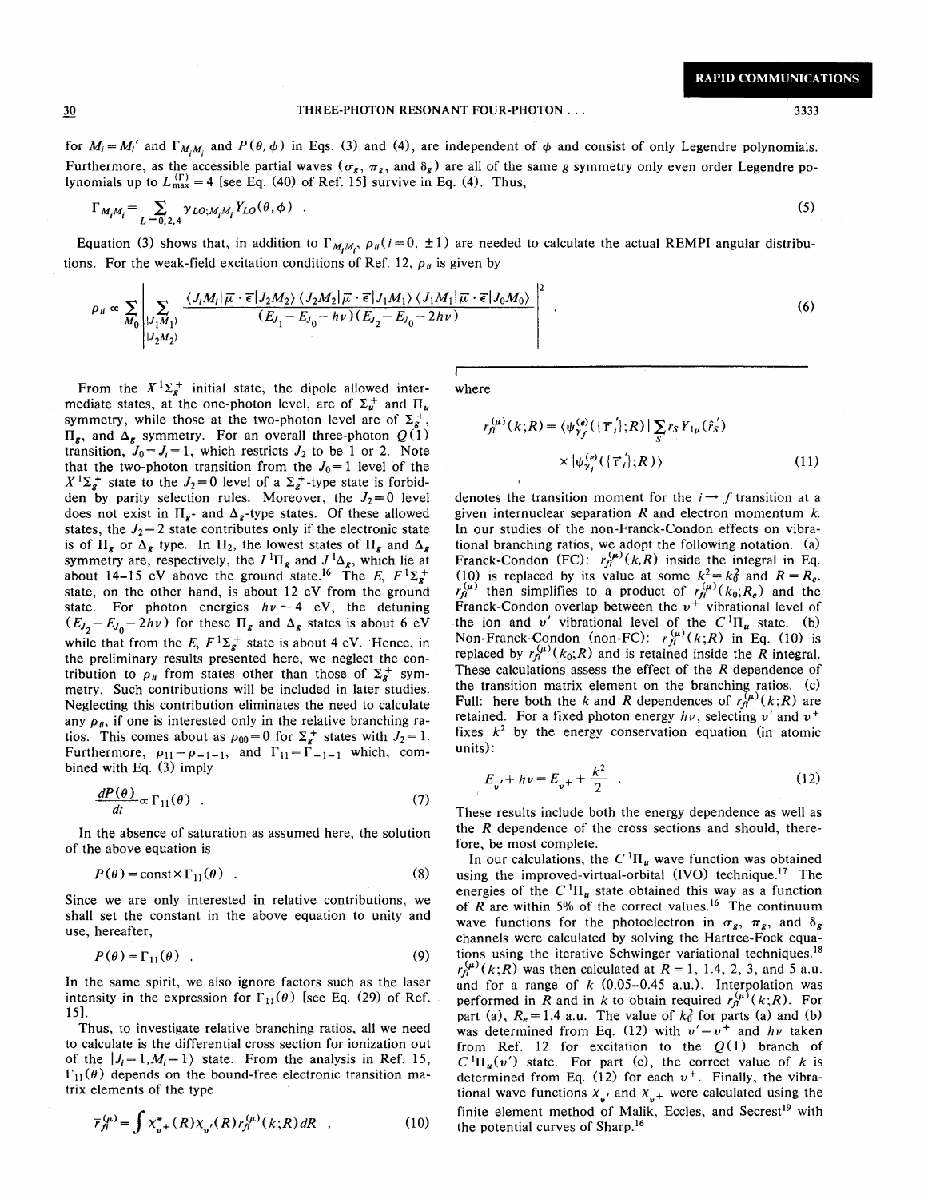for $M_i = M_i'$ and $\Gamma_{M_iM_i}$ and $P(\theta,\phi)$ in Eqs. (3) and (4), are independent of $\phi$ and consist of only Legendre polynomials. Furthermore, as the accessible partial waves ($\sigma_g$, $\pi_g$, and $\delta_g$) are all of the same $g$ symmetry only even order Legendre polynomials up to $L_{\max}^{(\Gamma)} = 4$ [see Eq. (40) of Ref. 15] survive in Eq. (4). Thus,

$$\Gamma_{M_iM_i} = \sum_{L=0,2,4} \gamma_{LO;M_iM_i} Y_{LO}(\theta,\phi) \quad . \tag{5}$$

Equation (3) shows that, in addition to $\Gamma_{M_iM_i}$, $\rho_{ii}(i=0,\pm 1)$ are needed to calculate the actual REMPI angular distributions. For the weak-field excitation conditions of Ref. 12, $\rho_{ii}$ is given by

$$\rho_{ii} \propto \sum_{M_0} \left| \sum_{\substack{|J_1M_1\rangle \\ |J_2M_2\rangle}} \frac{\langle J_iM_i|\vec{\mu}\cdot\vec{\epsilon}|J_2M_2\rangle\langle J_2M_2|\vec{\mu}\cdot\vec{\epsilon}|J_1M_1\rangle\langle J_1M_1|\vec{\mu}\cdot\vec{\epsilon}|J_0M_0\rangle}{(E_{J_1}-E_{J_0}-h\nu)(E_{J_2}-E_{J_0}-2h\nu)} \right|^2 \quad . \tag{6}$$

From the $X\,^1\Sigma_g^+$ initial state, the dipole allowed intermediate states, at the one-photon level, are of $\Sigma_u^+$ and $\Pi_u$ symmetry, while those at the two-photon level are of $\Sigma_g^+$, $\Pi_g$, and $\Delta_g$ symmetry. For an overall three-photon $Q(1)$ transition, $J_0 = J_i = 1$, which restricts $J_2$ to be 1 or 2. Note that the two-photon transition from the $J_0 = 1$ level of the $X\,^1\Sigma_g^+$ state to the $J_2 = 0$ level of a $\Sigma_g^+$-type state is forbidden by parity selection rules. Moreover, the $J_2 = 0$ level does not exist in $\Pi_g$- and $\Delta_g$-type states. Of these allowed states, the $J_2 = 2$ state contributes only if the electronic state is of $\Pi_g$ or $\Delta_g$ type. In $H_2$, the lowest states of $\Pi_g$ and $\Delta_g$ symmetry are, respectively, the $I\,^1\Pi_g$ and $J\,^1\Delta_g$, which lie at about 14–15 eV above the ground state.[16] The $E, F\,^1\Sigma_g^+$ state, on the other hand, is about 12 eV from the ground state. For photon energies $h\nu \sim 4$ eV, the detuning $(E_{J_2} - E_{J_0} - 2h\nu)$ for these $\Pi_g$ and $\Delta_g$ states is about 6 eV while that from the $E, F\,^1\Sigma_g^+$ state is about 4 eV. Hence, in the preliminary results presented here, we neglect the contribution to $\rho_{ii}$ from states other than those of $\Sigma_g^+$ symmetry. Such contributions will be included in later studies. Neglecting this contribution eliminates the need to calculate any $\rho_{ii}$, if one is interested only in the relative branching ratios. This comes about as $\rho_{00} = 0$ for $\Sigma_g^+$ states with $J_2 = 1$. Furthermore, $\rho_{11} = \rho_{-1-1}$, and $\Gamma_{11} = \Gamma_{-1-1}$ which, combined with Eq. (3) imply

$$\frac{dP(\theta)}{dt} \propto \Gamma_{11}(\theta) \quad . \tag{7}$$

In the absence of saturation as assumed here, the solution of the above equation is

$$P(\theta) = \text{const} \times \Gamma_{11}(\theta) \quad . \tag{8}$$

Since we are only interested in relative contributions, we shall set the constant in the above equation to unity and use, hereafter,

$$P(\theta) = \Gamma_{11}(\theta) \quad . \tag{9}$$

In the same spirit, we also ignore factors such as the laser intensity in the expression for $\Gamma_{11}(\theta)$ [see Eq. (29) of Ref. 15].

Thus, to investigate relative branching ratios, all we need to calculate is the differential cross section for ionization out of the $|J_i = 1, M_i = 1\rangle$ state. From the analysis in Ref. 15, $\Gamma_{11}(\theta)$ depends on the bound-free electronic transition matrix elements of the type

$$\bar{r}_{fi}^{(\mu)} = \int \chi_{v^+}^*(R)\chi_{v'}(R) r_{fi}^{(\mu)}(k;R)\,dR \quad , \tag{10}$$

where

$$r_{fi}^{(\mu)}(k;R) = \langle \psi_{\gamma_f}^{(e)}(\{\vec{r}_i'\};R) | \sum_S r_S Y_{1\mu}(\hat{r}_S') \times |\psi_{\gamma_i}^{(e)}(\{\vec{r}_i'\};R)\rangle \tag{11}$$

denotes the transition moment for the $i \to f$ transition at a given internuclear separation $R$ and electron momentum $k$. In our studies of the non-Franck-Condon effects on vibrational branching ratios, we adopt the following notation. (a) Franck-Condon (FC): $r_{fi}^{(\mu)}(k,R)$ inside the integral in Eq. (10) is replaced by its value at some $k^2 = k_0^2$ and $R = R_e$. $\bar{r}_{fi}^{(\mu)}$ then simplifies to a product of $r_{fi}^{(\mu)}(k_0;R_e)$ and the Franck-Condon overlap between the $v^+$ vibrational level of the ion and $v'$ vibrational level of the $C\,^1\Pi_u$ state. (b) Non-Franck-Condon (non-FC): $r_{fi}^{(\mu)}(k;R)$ in Eq. (10) is replaced by $r_{fi}^{(\mu)}(k_0;R)$ and is retained inside the $R$ integral. These calculations assess the effect of the $R$ dependence of the transition matrix element on the branching ratios. (c) Full: here both the $k$ and $R$ dependences of $r_{fi}^{(\mu)}(k;R)$ are retained. For a fixed photon energy $h\nu$, selecting $v'$ and $v^+$ fixes $k^2$ by the energy conservation equation (in atomic units):

$$E_{v'} + h\nu = E_{v^+} + \frac{k^2}{2} \quad . \tag{12}$$

These results include both the energy dependence as well as the $R$ dependence of the cross sections and should, therefore, be most complete.

In our calculations, the $C\,^1\Pi_u$ wave function was obtained using the improved-virtual-orbital (IVO) technique.[17] The energies of the $C\,^1\Pi_u$ state obtained this way as a function of $R$ are within 5% of the correct values.[16] The continuum wave functions for the photoelectron in $\sigma_g$, $\pi_g$, and $\delta_g$ channels were calculated by solving the Hartree-Fock equations using the iterative Schwinger variational techniques.[18] $r_{fi}^{(\mu)}(k;R)$ was then calculated at $R = 1$, 1.4, 2, 3, and 5 a.u. and for a range of $k$ (0.05–0.45 a.u.). Interpolation was performed in $R$ and in $k$ to obtain required $r_{fi}^{(\mu)}(k;R)$. For part (a), $R_e = 1.4$ a.u. The value of $k_0^2$ for parts (a) and (b) was determined from Eq. (12) with $v' = v^+$ and $h\nu$ taken from Ref. 12 for excitation to the $Q(1)$ branch of $C\,^1\Pi_u(v')$ state. For part (c), the correct value of $k$ is determined from Eq. (12) for each $v^+$. Finally, the vibrational wave functions $\chi_{v'}$ and $\chi_{v^+}$ were calculated using the finite element method of Malik, Eccles, and Secrest[19] with the potential curves of Sharp.[16]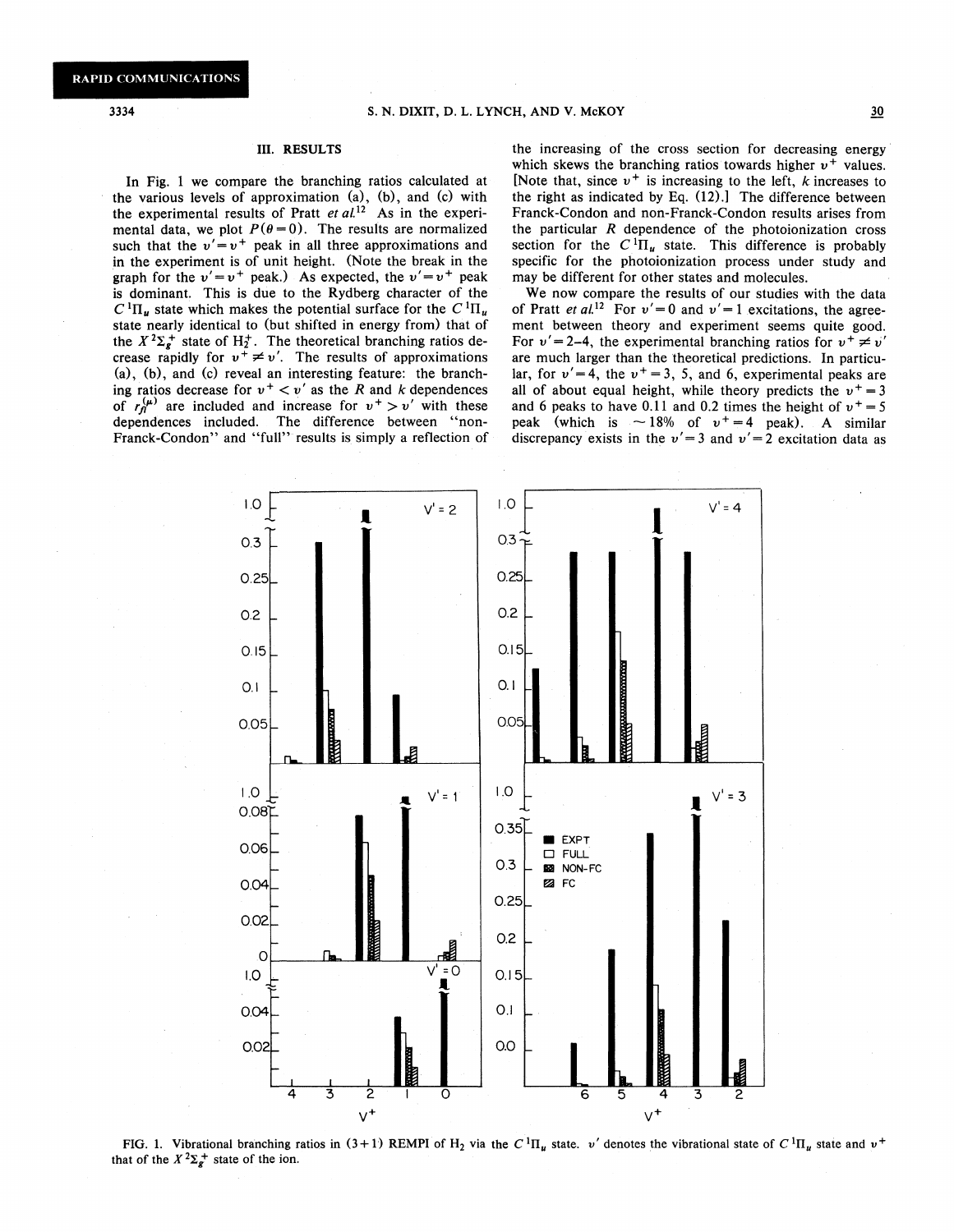## III. RESULTS

In Fig. 1 we compare the branching ratios calculated at the various levels of approximation (a), (b), and (c) with the experimental results of Pratt *et al.*[12] As in the experimental data, we plot $P(\theta=0)$. The results are normalized such that the $v'=v^+$ peak in all three approximations and in the experiment is of unit height. (Note the break in the graph for the $v'=v^+$ peak.) As expected, the $v'=v^+$ peak is dominant. This is due to the Rydberg character of the $C\,{}^1\Pi_u$ state which makes the potential surface for the $C\,{}^1\Pi_u$ state nearly identical to (but shifted in energy from) that of the $X\,{}^2\Sigma_g^+$ state of $H_2^+$. The theoretical branching ratios decrease rapidly for $v^+ \neq v'$. The results of approximations (a), (b), and (c) reveal an interesting feature: the branching ratios decrease for $v^+ < v'$ as the $R$ and $k$ dependences of $r_{fi}^{(\mu)}$ are included and increase for $v^+ > v'$ with these dependences included. The difference between "non-Franck-Condon" and "full" results is simply a reflection of the increasing of the cross section for decreasing energy which skews the branching ratios towards higher $v^+$ values. [Note that, since $v^+$ is increasing to the left, $k$ increases to the right as indicated by Eq. (12).] The difference between Franck-Condon and non-Franck-Condon results arises from the particular $R$ dependence of the photoionization cross section for the $C\,{}^1\Pi_u$ state. This difference is probably specific for the photoionization process under study and may be different for other states and molecules.

We now compare the results of our studies with the data of Pratt *et al.*[12] For $v'=0$ and $v'=1$ excitations, the agreement between theory and experiment seems quite good. For $v'=2$–4, the experimental branching ratios for $v^+ \neq v'$ are much larger than the theoretical predictions. In particular, for $v'=4$, the $v^+=3$, 5, and 6, experimental peaks are all of about equal height, while theory predicts the $v^+=3$ and 6 peaks to have 0.11 and 0.2 times the height of $v^+=5$ peak (which is $\sim 18\%$ of $v^+=4$ peak). A similar discrepancy exists in the $v'=3$ and $v'=2$ excitation data as

FIG. 1. Vibrational branching ratios in (3+1) REMPI of $H_2$ via the $C\,{}^1\Pi_u$ state. $v'$ denotes the vibrational state of $C\,{}^1\Pi_u$ state and $v^+$ that of the $X\,{}^2\Sigma_g^+$ state of the ion.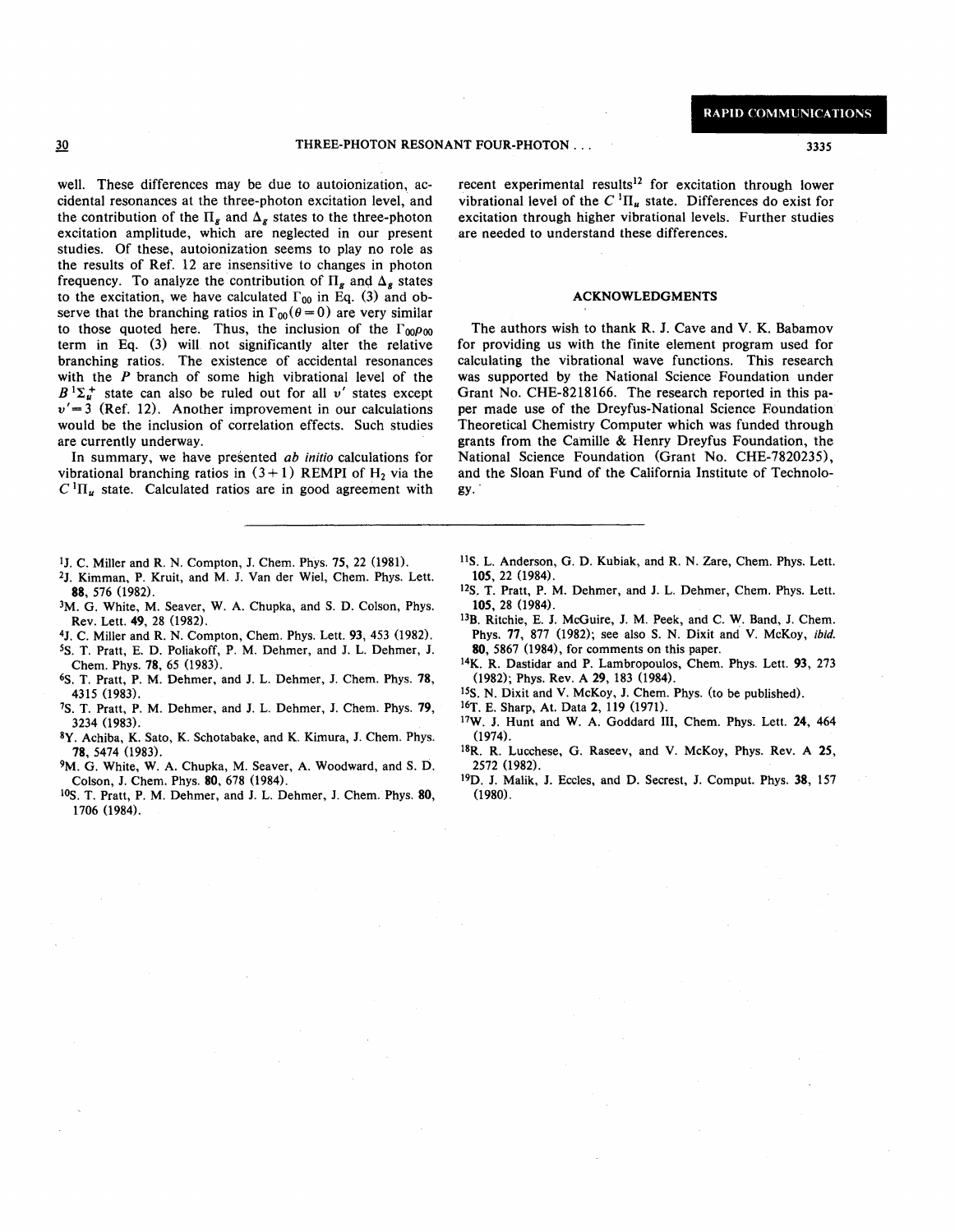well. These differences may be due to autoionization, accidental resonances at the three-photon excitation level, and the contribution of the $\Pi_g$ and $\Delta_g$ states to the three-photon excitation amplitude, which are neglected in our present studies. Of these, autoionization seems to play no role as the results of Ref. 12 are insensitive to changes in photon frequency. To analyze the contribution of $\Pi_g$ and $\Delta_g$ states to the excitation, we have calculated $\Gamma_{00}$ in Eq. (3) and observe that the branching ratios in $\Gamma_{00}(\theta=0)$ are very similar to those quoted here. Thus, the inclusion of the $\Gamma_{00}\rho_{00}$ term in Eq. (3) will not significantly alter the relative branching ratios. The existence of accidental resonances with the $P$ branch of some high vibrational level of the $B\,{}^1\Sigma_u^+$ state can also be ruled out for all $v'$ states except $v'=3$ (Ref. 12). Another improvement in our calculations would be the inclusion of correlation effects. Such studies are currently underway.

In summary, we have presented *ab initio* calculations for vibrational branching ratios in $(3+1)$ REMPI of $H_2$ via the $C\,{}^1\Pi_u$ state. Calculated ratios are in good agreement with recent experimental results[12] for excitation through lower vibrational level of the $C\,{}^1\Pi_u$ state. Differences do exist for excitation through higher vibrational levels. Further studies are needed to understand these differences.

## ACKNOWLEDGMENTS

The authors wish to thank R. J. Cave and V. K. Babamov for providing us with the finite element program used for calculating the vibrational wave functions. This research was supported by the National Science Foundation under Grant No. CHE-8218166. The research reported in this paper made use of the Dreyfus-National Science Foundation Theoretical Chemistry Computer which was funded through grants from the Camille & Henry Dreyfus Foundation, the National Science Foundation (Grant No. CHE-7820235), and the Sloan Fund of the California Institute of Technology.

---

[1] J. C. Miller and R. N. Compton, J. Chem. Phys. **75**, 22 (1981).

[2] J. Kimman, P. Kruit, and M. J. Van der Wiel, Chem. Phys. Lett. **88**, 576 (1982).

[3] M. G. White, M. Seaver, W. A. Chupka, and S. D. Colson, Phys. Rev. Lett. **49**, 28 (1982).

[4] J. C. Miller and R. N. Compton, Chem. Phys. Lett. **93**, 453 (1982).

[5] S. T. Pratt, E. D. Poliakoff, P. M. Dehmer, and J. L. Dehmer, J. Chem. Phys. **78**, 65 (1983).

[6] S. T. Pratt, P. M. Dehmer, and J. L. Dehmer, J. Chem. Phys. **78**, 4315 (1983).

[7] S. T. Pratt, P. M. Dehmer, and J. L. Dehmer, J. Chem. Phys. **79**, 3234 (1983).

[8] Y. Achiba, K. Sato, K. Schotabake, and K. Kimura, J. Chem. Phys. **78**, 5474 (1983).

[9] M. G. White, W. A. Chupka, M. Seaver, A. Woodward, and S. D. Colson, J. Chem. Phys. **80**, 678 (1984).

[10] S. T. Pratt, P. M. Dehmer, and J. L. Dehmer, J. Chem. Phys. **80**, 1706 (1984).

[11] S. L. Anderson, G. D. Kubiak, and R. N. Zare, Chem. Phys. Lett. **105**, 22 (1984).

[12] S. T. Pratt, P. M. Dehmer, and J. L. Dehmer, Chem. Phys. Lett. **105**, 28 (1984).

[13] B. Ritchie, E. J. McGuire, J. M. Peek, and C. W. Band, J. Chem. Phys. **77**, 877 (1982); see also S. N. Dixit and V. McKoy, *ibid.* **80**, 5867 (1984), for comments on this paper.

[14] K. R. Dastidar and P. Lambropoulos, Chem. Phys. Lett. **93**, 273 (1982); Phys. Rev. A **29**, 183 (1984).

[15] S. N. Dixit and V. McKoy, J. Chem. Phys. (to be published).

[16] T. E. Sharp, At. Data **2**, 119 (1971).

[17] W. J. Hunt and W. A. Goddard III, Chem. Phys. Lett. **24**, 464 (1974).

[18] R. R. Lucchese, G. Raseev, and V. McKoy, Phys. Rev. A **25**, 2572 (1982).

[19] D. J. Malik, J. Eccles, and D. Secrest, J. Comput. Phys. **38**, 157 (1980).